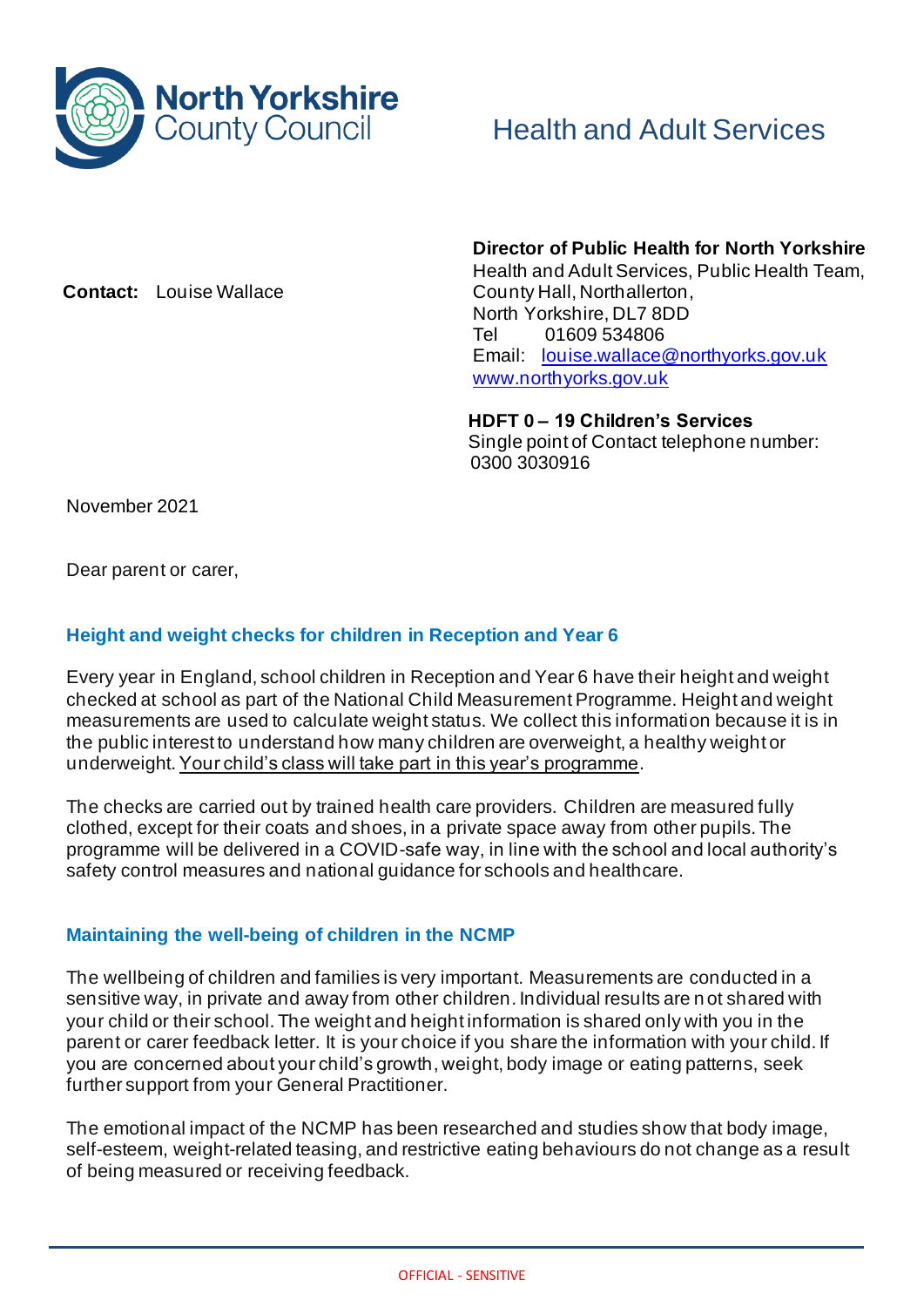North Yorkshire County Council

Health and Adult Services

**Contact:** Louise Wallace

**Director of Public Health for North Yorkshire**
Health and Adult Services, Public Health Team,
County Hall, Northallerton,
North Yorkshire, DL7 8DD
Tel 01609 534806
Email: louise.wallace@northyorks.gov.uk
www.northyorks.gov.uk

**HDFT 0 – 19 Children's Services**
Single point of Contact telephone number:
0300 3030916

November 2021

Dear parent or carer,

## Height and weight checks for children in Reception and Year 6

Every year in England, school children in Reception and Year 6 have their height and weight checked at school as part of the National Child Measurement Programme. Height and weight measurements are used to calculate weight status. We collect this information because it is in the public interest to understand how many children are overweight, a healthy weight or underweight. Your child's class will take part in this year's programme.

The checks are carried out by trained health care providers. Children are measured fully clothed, except for their coats and shoes, in a private space away from other pupils. The programme will be delivered in a COVID-safe way, in line with the school and local authority's safety control measures and national guidance for schools and healthcare.

## Maintaining the well-being of children in the NCMP

The wellbeing of children and families is very important. Measurements are conducted in a sensitive way, in private and away from other children. Individual results are not shared with your child or their school. The weight and height information is shared only with you in the parent or carer feedback letter. It is your choice if you share the information with your child. If you are concerned about your child's growth, weight, body image or eating patterns, seek further support from your General Practitioner.

The emotional impact of the NCMP has been researched and studies show that body image, self-esteem, weight-related teasing, and restrictive eating behaviours do not change as a result of being measured or receiving feedback.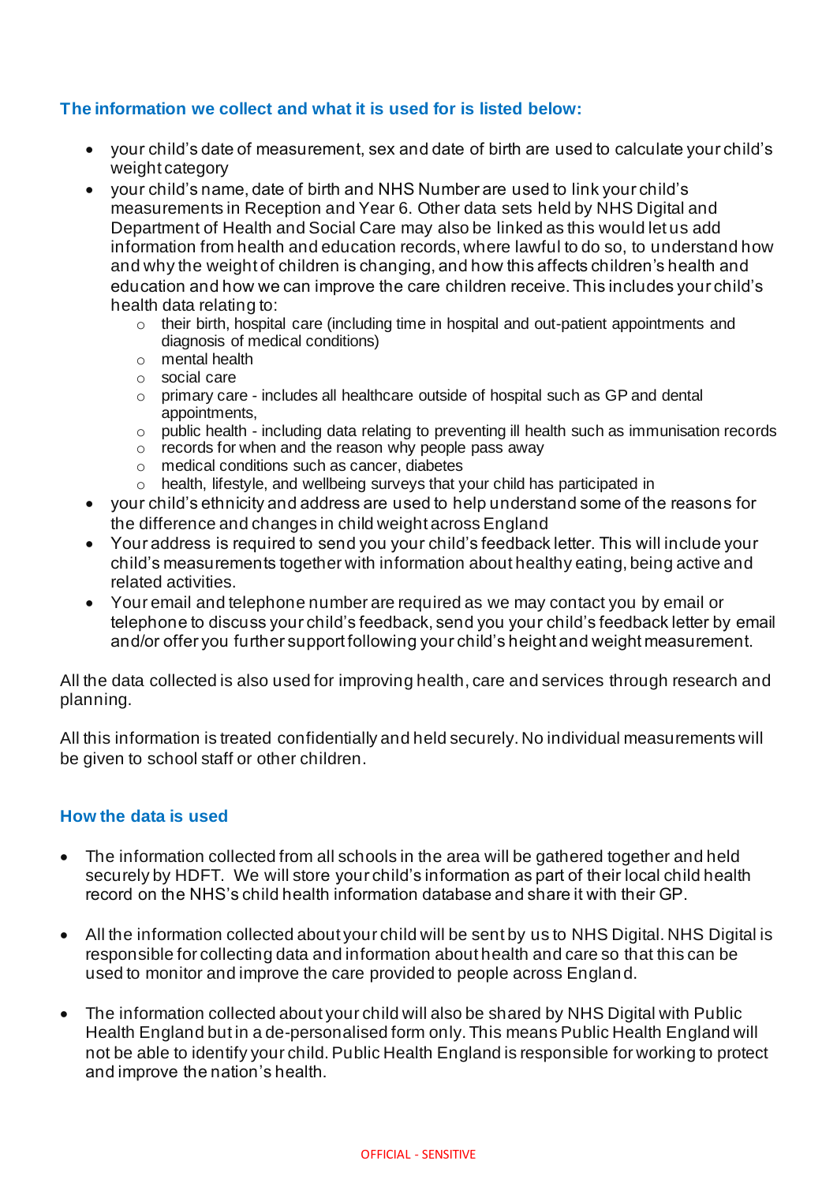## The information we collect and what it is used for is listed below:

- your child's date of measurement, sex and date of birth are used to calculate your child's weight category
- your child's name, date of birth and NHS Number are used to link your child's measurements in Reception and Year 6. Other data sets held by NHS Digital and Department of Health and Social Care may also be linked as this would let us add information from health and education records, where lawful to do so, to understand how and why the weight of children is changing, and how this affects children's health and education and how we can improve the care children receive. This includes your child's health data relating to:
    - their birth, hospital care (including time in hospital and out-patient appointments and diagnosis of medical conditions)
    - mental health
    - social care
    - primary care - includes all healthcare outside of hospital such as GP and dental appointments,
    - public health - including data relating to preventing ill health such as immunisation records
    - records for when and the reason why people pass away
    - medical conditions such as cancer, diabetes
    - health, lifestyle, and wellbeing surveys that your child has participated in
- your child's ethnicity and address are used to help understand some of the reasons for the difference and changes in child weight across England
- Your address is required to send you your child's feedback letter. This will include your child's measurements together with information about healthy eating, being active and related activities.
- Your email and telephone number are required as we may contact you by email or telephone to discuss your child's feedback, send you your child's feedback letter by email and/or offer you further support following your child's height and weight measurement.

All the data collected is also used for improving health, care and services through research and planning.

All this information is treated confidentially and held securely. No individual measurements will be given to school staff or other children.

## How the data is used

- The information collected from all schools in the area will be gathered together and held securely by HDFT. We will store your child's information as part of their local child health record on the NHS's child health information database and share it with their GP.

- All the information collected about your child will be sent by us to NHS Digital. NHS Digital is responsible for collecting data and information about health and care so that this can be used to monitor and improve the care provided to people across England.

- The information collected about your child will also be shared by NHS Digital with Public Health England but in a de-personalised form only. This means Public Health England will not be able to identify your child. Public Health England is responsible for working to protect and improve the nation's health.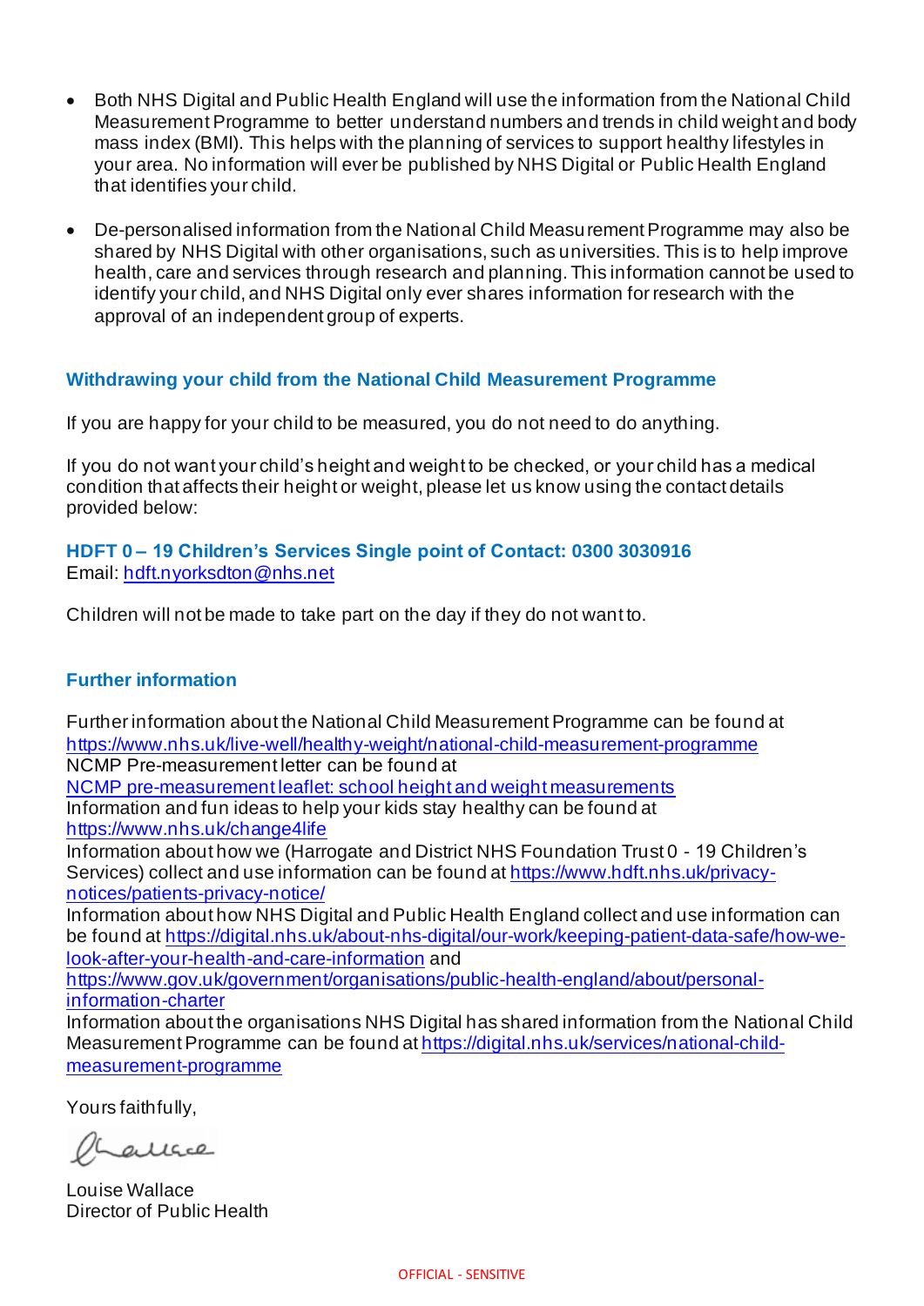- Both NHS Digital and Public Health England will use the information from the National Child Measurement Programme to better understand numbers and trends in child weight and body mass index (BMI). This helps with the planning of services to support healthy lifestyles in your area. No information will ever be published by NHS Digital or Public Health England that identifies your child.

- De-personalised information from the National Child Measurement Programme may also be shared by NHS Digital with other organisations, such as universities. This is to help improve health, care and services through research and planning. This information cannot be used to identify your child, and NHS Digital only ever shares information for research with the approval of an independent group of experts.

## Withdrawing your child from the National Child Measurement Programme

If you are happy for your child to be measured, you do not need to do anything.

If you do not want your child's height and weight to be checked, or your child has a medical condition that affects their height or weight, please let us know using the contact details provided below:

**HDFT 0 – 19 Children's Services Single point of Contact: 0300 3030916**
Email: [hdft.nyorksdton@nhs.net](mailto:hdft.nyorksdton@nhs.net)

Children will not be made to take part on the day if they do not want to.

## Further information

Further information about the National Child Measurement Programme can be found at [https://www.nhs.uk/live-well/healthy-weight/national-child-measurement-programme](https://www.nhs.uk/live-well/healthy-weight/national-child-measurement-programme)
NCMP Pre-measurement letter can be found at
NCMP pre-measurement leaflet: school height and weight measurements
Information and fun ideas to help your kids stay healthy can be found at [https://www.nhs.uk/change4life](https://www.nhs.uk/change4life)
Information about how we (Harrogate and District NHS Foundation Trust 0 - 19 Children's Services) collect and use information can be found at [https://www.hdft.nhs.uk/privacy-notices/patients-privacy-notice/](https://www.hdft.nhs.uk/privacy-notices/patients-privacy-notice/)
Information about how NHS Digital and Public Health England collect and use information can be found at [https://digital.nhs.uk/about-nhs-digital/our-work/keeping-patient-data-safe/how-we-look-after-your-health-and-care-information](https://digital.nhs.uk/about-nhs-digital/our-work/keeping-patient-data-safe/how-we-look-after-your-health-and-care-information) and [https://www.gov.uk/government/organisations/public-health-england/about/personal-information-charter](https://www.gov.uk/government/organisations/public-health-england/about/personal-information-charter)
Information about the organisations NHS Digital has shared information from the National Child Measurement Programme can be found at [https://digital.nhs.uk/services/national-child-measurement-programme](https://digital.nhs.uk/services/national-child-measurement-programme)

Yours faithfully,

Louise Wallace
Director of Public Health

OFFICIAL - SENSITIVE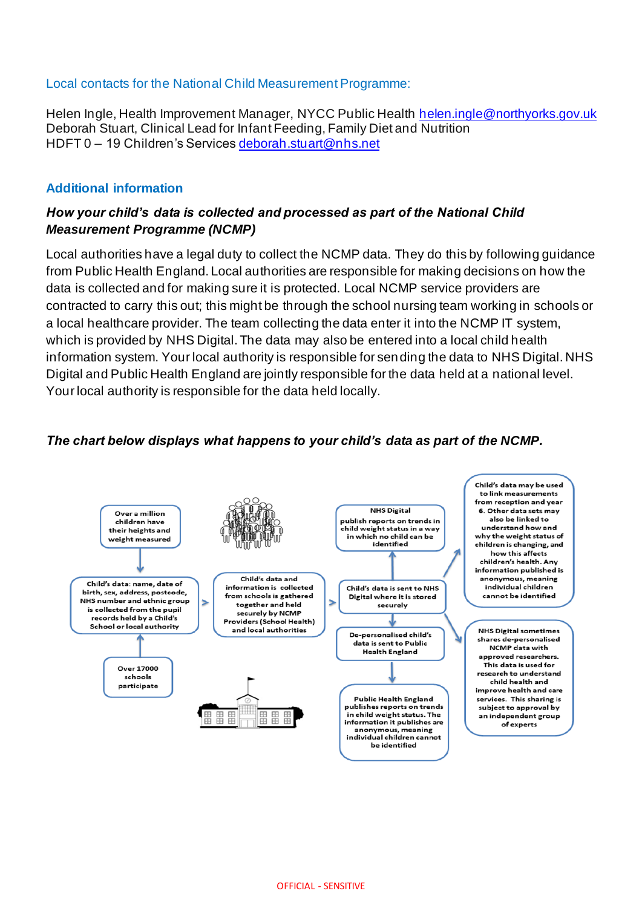Local contacts for the National Child Measurement Programme:

Helen Ingle, Health Improvement Manager, NYCC Public Health helen.ingle@northyorks.gov.uk
Deborah Stuart, Clinical Lead for Infant Feeding, Family Diet and Nutrition
HDFT 0 – 19 Children's Services deborah.stuart@nhs.net

## Additional information

***How your child's data is collected and processed as part of the National Child Measurement Programme (NCMP)***

Local authorities have a legal duty to collect the NCMP data. They do this by following guidance from Public Health England. Local authorities are responsible for making decisions on how the data is collected and for making sure it is protected. Local NCMP service providers are contracted to carry this out; this might be through the school nursing team working in schools or a local healthcare provider. The team collecting the data enter it into the NCMP IT system, which is provided by NHS Digital. The data may also be entered into a local child health information system. Your local authority is responsible for sending the data to NHS Digital. NHS Digital and Public Health England are jointly responsible for the data held at a national level. Your local authority is responsible for the data held locally.

***The chart below displays what happens to your child's data as part of the NCMP.***

Over a million children have their heights and weight measured

Child's data: name, date of birth, sex, address, postcode, NHS number and ethnic group is collected from the pupil records held by a Child's School or local authority

Over 17000 schools participate

Child's data and information is collected from schools is gathered together and held securely by NCMP Providers (School Health) and local authorities

Child's data is sent to NHS Digital where it is stored securely

NHS Digital publish reports on trends in child weight status in a way in which no child can be identified

De-personalised child's data is sent to Public Health England

Public Health England publishes reports on trends in child weight status. The information it publishes are anonymous, meaning individual children cannot be identified

Child's data may be used to link measurements from reception and year 6. Other data sets may also be linked to understand how and why the weight status of children is changing, and how this affects children's health. Any information published is anonymous, meaning individual children cannot be identified

NHS Digital sometimes shares de-personalised NCMP data with approved researchers. This data is used for research to understand child health and improve health and care services. This sharing is subject to approval by an independent group of experts